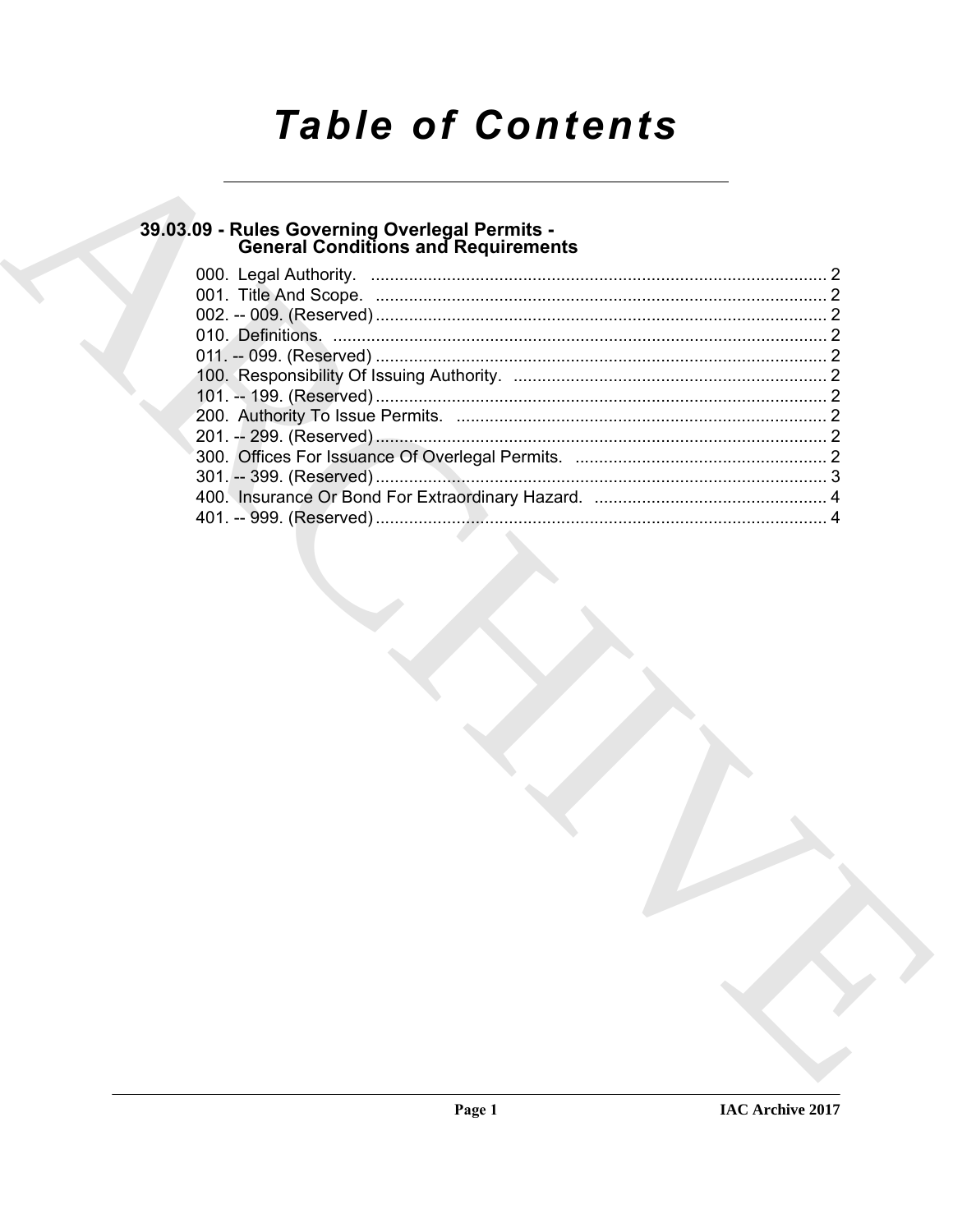# Table of Contents

## 39.03.09 - Rules Governing Overlegal Permits - General Conditions and Requirements

000. Legal Authority. ................................................................................................ 2
001. Title And Scope. ................................................................................................ 2
002. -- 009. (Reserved) ................................................................................................ 2
010. Definitions. ................................................................................................ 2
011. -- 099. (Reserved) ................................................................................................ 2
100. Responsibility Of Issuing Authority. ................................................................ 2
101. -- 199. (Reserved) ................................................................................................ 2
200. Authority To Issue Permits. ................................................................................ 2
201. -- 299. (Reserved) ................................................................................................ 2
300. Offices For Issuance Of Overlegal Permits. ........................................................ 2
301. -- 399. (Reserved) ................................................................................................ 3
400. Insurance Or Bond For Extraordinary Hazard. .................................................... 4
401. -- 999. (Reserved) ................................................................................................ 4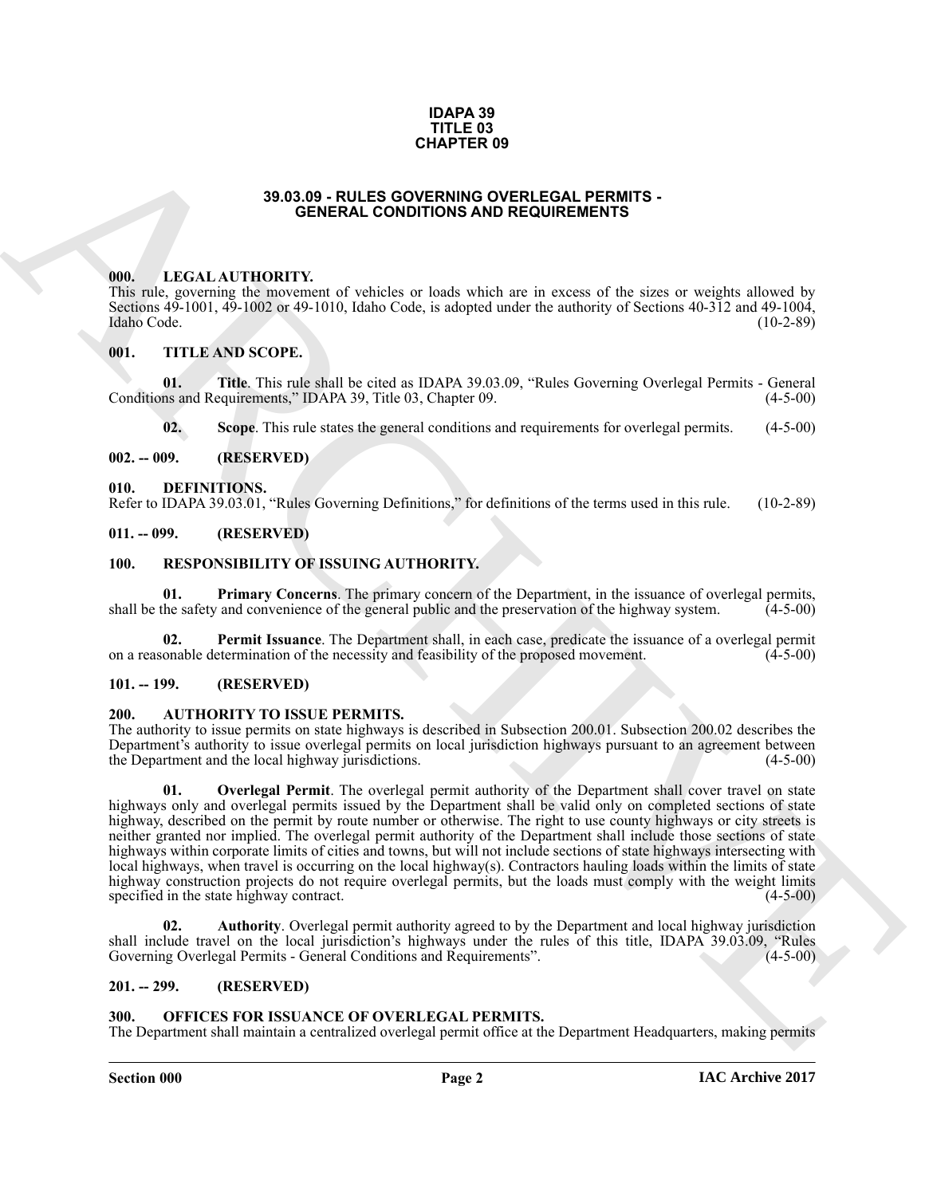**IDAPA 39**
**TITLE 03**
**CHAPTER 09**

# 39.03.09 - RULES GOVERNING OVERLEGAL PERMITS - GENERAL CONDITIONS AND REQUIREMENTS

## 000. LEGAL AUTHORITY.

This rule, governing the movement of vehicles or loads which are in excess of the sizes or weights allowed by Sections 49-1001, 49-1002 or 49-1010, Idaho Code, is adopted under the authority of Sections 40-312 and 49-1004, Idaho Code. (10-2-89)

## 001. TITLE AND SCOPE.

**01. Title**. This rule shall be cited as IDAPA 39.03.09, "Rules Governing Overlegal Permits - General Conditions and Requirements," IDAPA 39, Title 03, Chapter 09. (4-5-00)

**02. Scope**. This rule states the general conditions and requirements for overlegal permits. (4-5-00)

## 002. -- 009. (RESERVED)

## 010. DEFINITIONS.

Refer to IDAPA 39.03.01, "Rules Governing Definitions," for definitions of the terms used in this rule. (10-2-89)

## 011. -- 099. (RESERVED)

## 100. RESPONSIBILITY OF ISSUING AUTHORITY.

**01. Primary Concerns**. The primary concern of the Department, in the issuance of overlegal permits, shall be the safety and convenience of the general public and the preservation of the highway system. (4-5-00)

**02. Permit Issuance**. The Department shall, in each case, predicate the issuance of a overlegal permit on a reasonable determination of the necessity and feasibility of the proposed movement. (4-5-00)

## 101. -- 199. (RESERVED)

## 200. AUTHORITY TO ISSUE PERMITS.

The authority to issue permits on state highways is described in Subsection 200.01. Subsection 200.02 describes the Department's authority to issue overlegal permits on local jurisdiction highways pursuant to an agreement between the Department and the local highway jurisdictions. (4-5-00)

**01. Overlegal Permit**. The overlegal permit authority of the Department shall cover travel on state highways only and overlegal permits issued by the Department shall be valid only on completed sections of state highway, described on the permit by route number or otherwise. The right to use county highways or city streets is neither granted nor implied. The overlegal permit authority of the Department shall include those sections of state highways within corporate limits of cities and towns, but will not include sections of state highways intersecting with local highways, when travel is occurring on the local highway(s). Contractors hauling loads within the limits of state highway construction projects do not require overlegal permits, but the loads must comply with the weight limits specified in the state highway contract. (4-5-00)

**02. Authority**. Overlegal permit authority agreed to by the Department and local highway jurisdiction shall include travel on the local jurisdiction's highways under the rules of this title, IDAPA 39.03.09, "Rules Governing Overlegal Permits - General Conditions and Requirements". (4-5-00)

## 201. -- 299. (RESERVED)

## 300. OFFICES FOR ISSUANCE OF OVERLEGAL PERMITS.

The Department shall maintain a centralized overlegal permit office at the Department Headquarters, making permits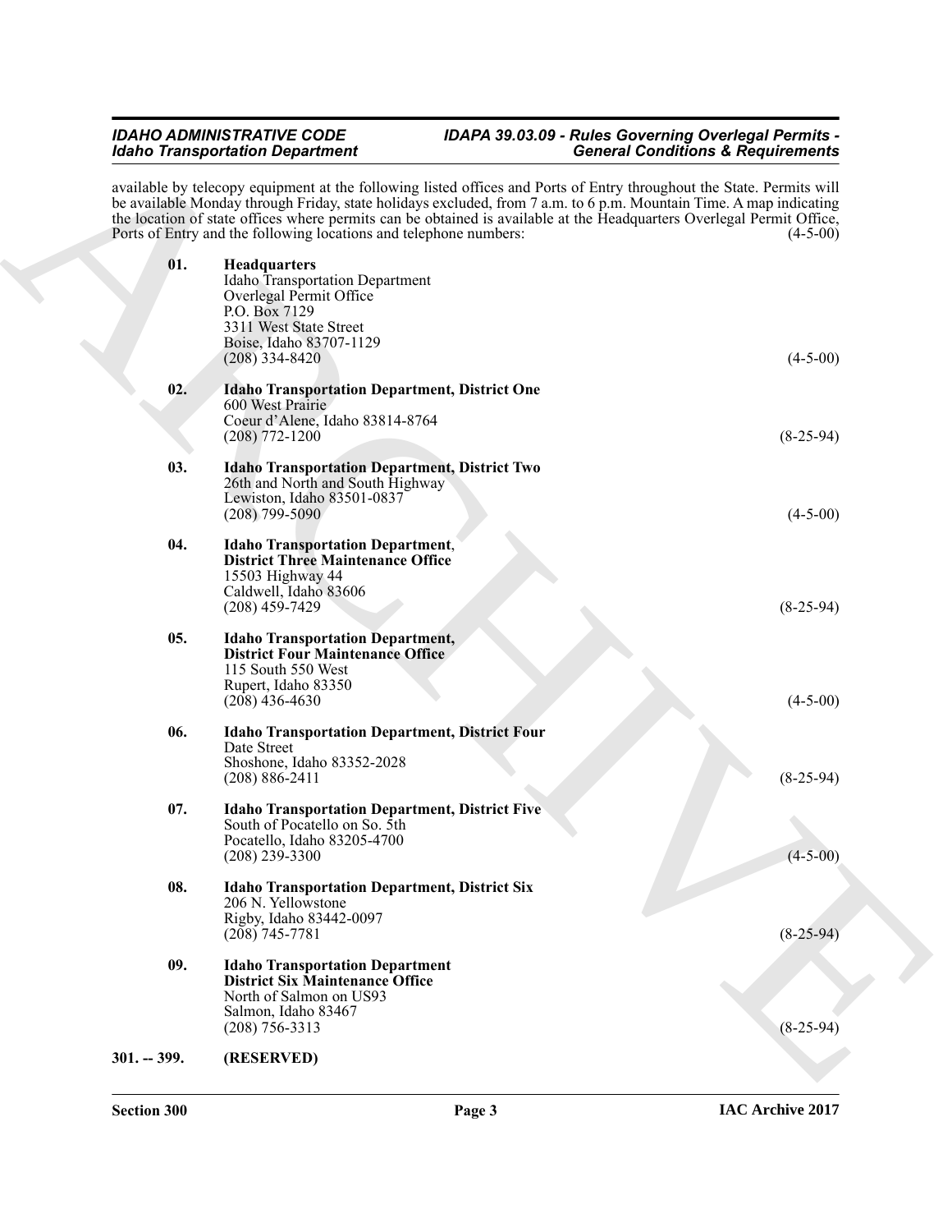available by telecopy equipment at the following listed offices and Ports of Entry throughout the State. Permits will be available Monday through Friday, state holidays excluded, from 7 a.m. to 6 p.m. Mountain Time. A map indicating the location of state offices where permits can be obtained is available at the Headquarters Overlegal Permit Office, Ports of Entry and the following locations and telephone numbers: (4-5-00)

**01. Headquarters**
Idaho Transportation Department
Overlegal Permit Office
P.O. Box 7129
3311 West State Street
Boise, Idaho 83707-1129
(208) 334-8420 (4-5-00)

**02. Idaho Transportation Department, District One**
600 West Prairie
Coeur d'Alene, Idaho 83814-8764
(208) 772-1200 (8-25-94)

**03. Idaho Transportation Department, District Two**
26th and North and South Highway
Lewiston, Idaho 83501-0837
(208) 799-5090 (4-5-00)

**04. Idaho Transportation Department, District Three Maintenance Office**
15503 Highway 44
Caldwell, Idaho 83606
(208) 459-7429 (8-25-94)

**05. Idaho Transportation Department, District Four Maintenance Office**
115 South 550 West
Rupert, Idaho 83350
(208) 436-4630 (4-5-00)

**06. Idaho Transportation Department, District Four**
Date Street
Shoshone, Idaho 83352-2028
(208) 886-2411 (8-25-94)

**07. Idaho Transportation Department, District Five**
South of Pocatello on So. 5th
Pocatello, Idaho 83205-4700
(208) 239-3300 (4-5-00)

**08. Idaho Transportation Department, District Six**
206 N. Yellowstone
Rigby, Idaho 83442-0097
(208) 745-7781 (8-25-94)

**09. Idaho Transportation Department District Six Maintenance Office**
North of Salmon on US93
Salmon, Idaho 83467
(208) 756-3313 (8-25-94)

**301. -- 399. (RESERVED)**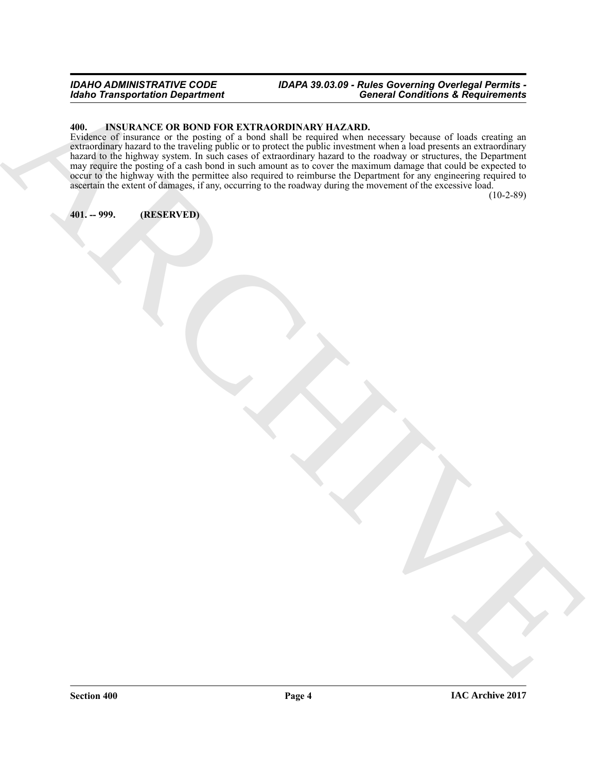## 400. INSURANCE OR BOND FOR EXTRAORDINARY HAZARD.

Evidence of insurance or the posting of a bond shall be required when necessary because of loads creating an extraordinary hazard to the traveling public or to protect the public investment when a load presents an extraordinary hazard to the highway system. In such cases of extraordinary hazard to the roadway or structures, the Department may require the posting of a cash bond in such amount as to cover the maximum damage that could be expected to occur to the highway with the permittee also required to reimburse the Department for any engineering required to ascertain the extent of damages, if any, occurring to the roadway during the movement of the excessive load. (10-2-89)

## 401. -- 999. (RESERVED)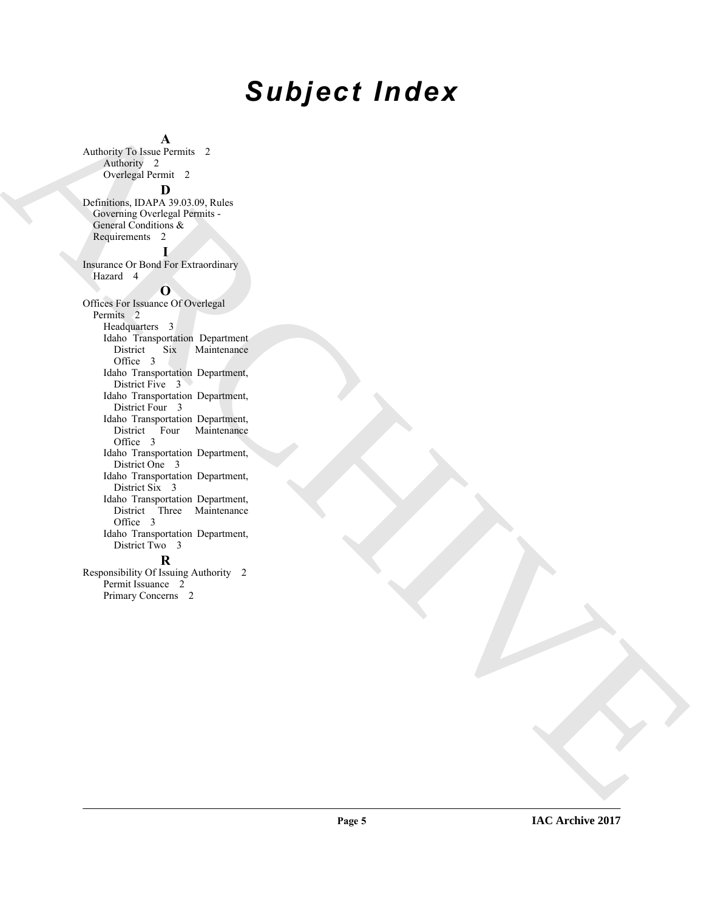# Subject Index

**A**

Authority To Issue Permits 2
- Authority 2
- Overlegal Permit 2

**D**

Definitions, IDAPA 39.03.09, Rules Governing Overlegal Permits - General Conditions & Requirements 2

**I**

Insurance Or Bond For Extraordinary Hazard 4

**O**

Offices For Issuance Of Overlegal Permits 2
- Headquarters 3
- Idaho Transportation Department District Six Maintenance Office 3
- Idaho Transportation Department, District Five 3
- Idaho Transportation Department, District Four 3
- Idaho Transportation Department, District Four Maintenance Office 3
- Idaho Transportation Department, District One 3
- Idaho Transportation Department, District Six 3
- Idaho Transportation Department, District Three Maintenance Office 3
- Idaho Transportation Department, District Two 3

**R**

Responsibility Of Issuing Authority 2
- Permit Issuance 2
- Primary Concerns 2